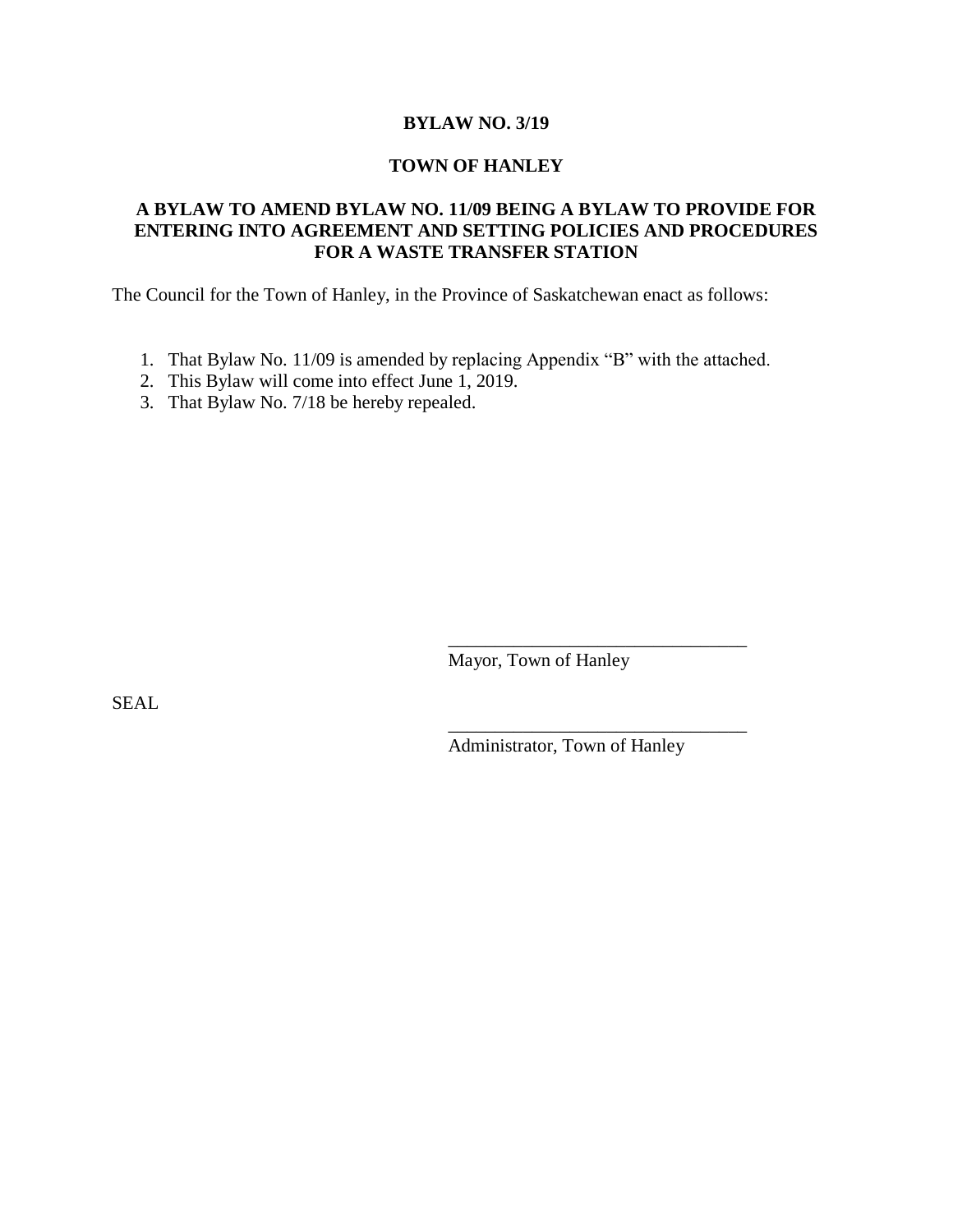# BYLAW NO. 3/19

## TOWN OF HANLEY

### A BYLAW TO AMEND BYLAW NO. 11/09 BEING A BYLAW TO PROVIDE FOR ENTERING INTO AGREEMENT AND SETTING POLICIES AND PROCEDURES FOR A WASTE TRANSFER STATION

The Council for the Town of Hanley, in the Province of Saskatchewan enact as follows:

1. That Bylaw No. 11/09 is amended by replacing Appendix "B" with the attached.
2. This Bylaw will come into effect June 1, 2019.
3. That Bylaw No. 7/18 be hereby repealed.

________________________________
Mayor, Town of Hanley

SEAL

________________________________
Administrator, Town of Hanley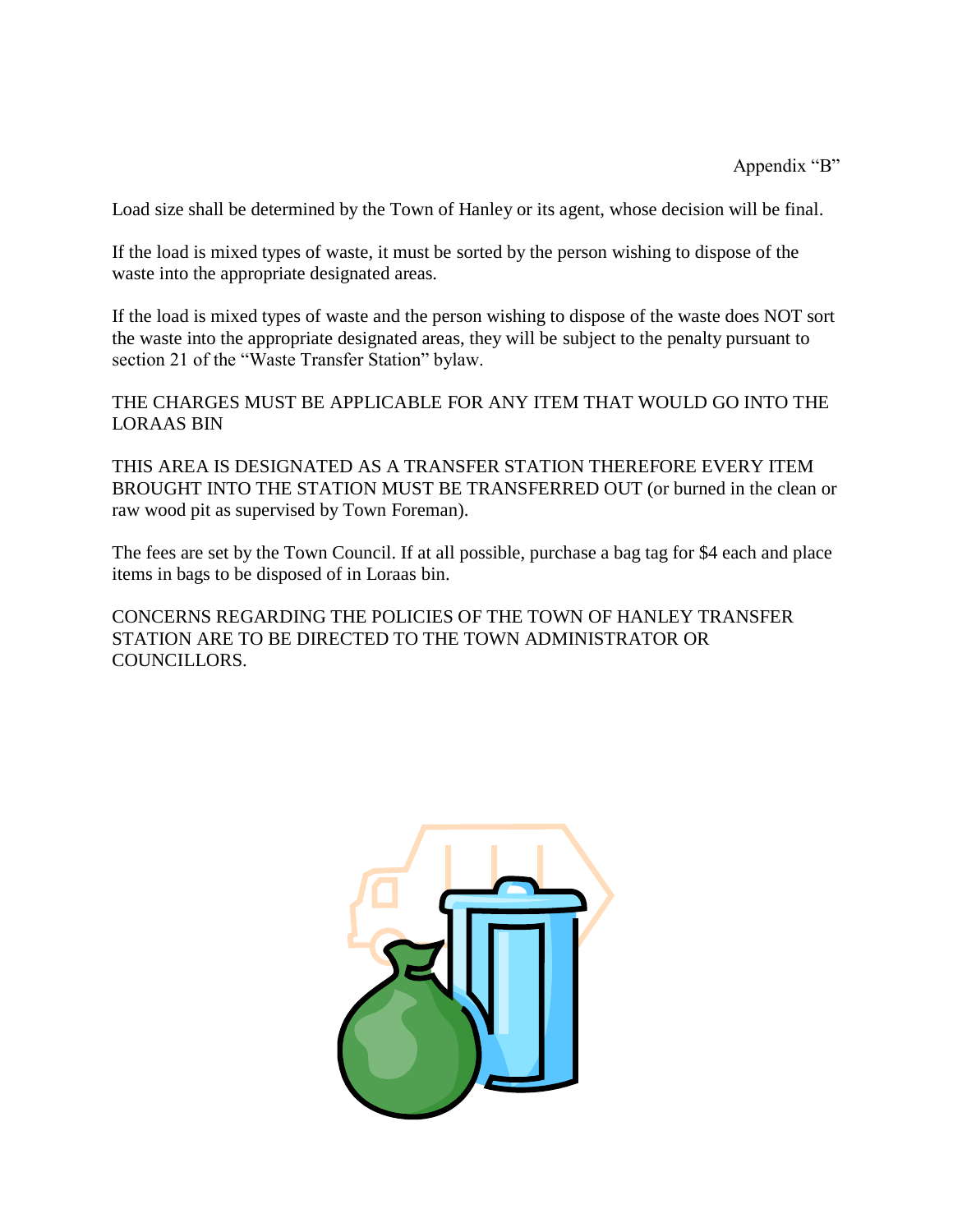Appendix "B"

Load size shall be determined by the Town of Hanley or its agent, whose decision will be final.

If the load is mixed types of waste, it must be sorted by the person wishing to dispose of the waste into the appropriate designated areas.

If the load is mixed types of waste and the person wishing to dispose of the waste does NOT sort the waste into the appropriate designated areas, they will be subject to the penalty pursuant to section 21 of the "Waste Transfer Station" bylaw.

THE CHARGES MUST BE APPLICABLE FOR ANY ITEM THAT WOULD GO INTO THE LORAAS BIN

THIS AREA IS DESIGNATED AS A TRANSFER STATION THEREFORE EVERY ITEM BROUGHT INTO THE STATION MUST BE TRANSFERRED OUT (or burned in the clean or raw wood pit as supervised by Town Foreman).

The fees are set by the Town Council. If at all possible, purchase a bag tag for $4 each and place items in bags to be disposed of in Loraas bin.

CONCERNS REGARDING THE POLICIES OF THE TOWN OF HANLEY TRANSFER STATION ARE TO BE DIRECTED TO THE TOWN ADMINISTRATOR OR COUNCILLORS.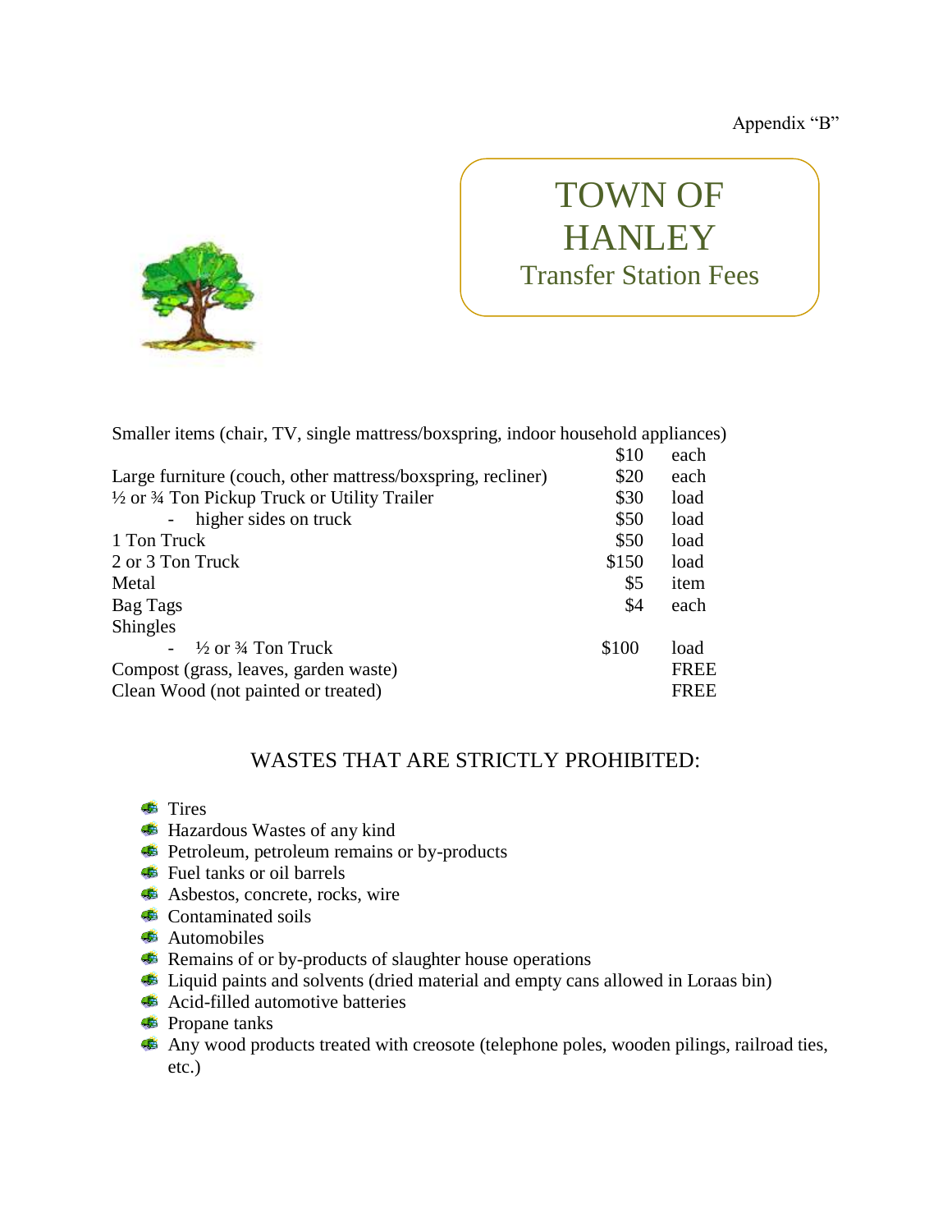Appendix "B"

# TOWN OF HANLEY

## Transfer Station Fees

| | | |
|---|---|---|
| Smaller items (chair, TV, single mattress/boxspring, indoor household appliances) | $10 | each |
| Large furniture (couch, other mattress/boxspring, recliner) | $20 | each |
| ½ or ¾ Ton Pickup Truck or Utility Trailer | $30 | load |
| - higher sides on truck | $50 | load |
| 1 Ton Truck | $50 | load |
| 2 or 3 Ton Truck | $150 | load |
| Metal | $5 | item |
| Bag Tags | $4 | each |
| Shingles | | |
| - ½ or ¾ Ton Truck | $100 | load |
| Compost (grass, leaves, garden waste) | | FREE |
| Clean Wood (not painted or treated) | | FREE |

## WASTES THAT ARE STRICTLY PROHIBITED:

- Tires
- Hazardous Wastes of any kind
- Petroleum, petroleum remains or by-products
- Fuel tanks or oil barrels
- Asbestos, concrete, rocks, wire
- Contaminated soils
- Automobiles
- Remains of or by-products of slaughter house operations
- Liquid paints and solvents (dried material and empty cans allowed in Loraas bin)
- Acid-filled automotive batteries
- Propane tanks
- Any wood products treated with creosote (telephone poles, wooden pilings, railroad ties, etc.)